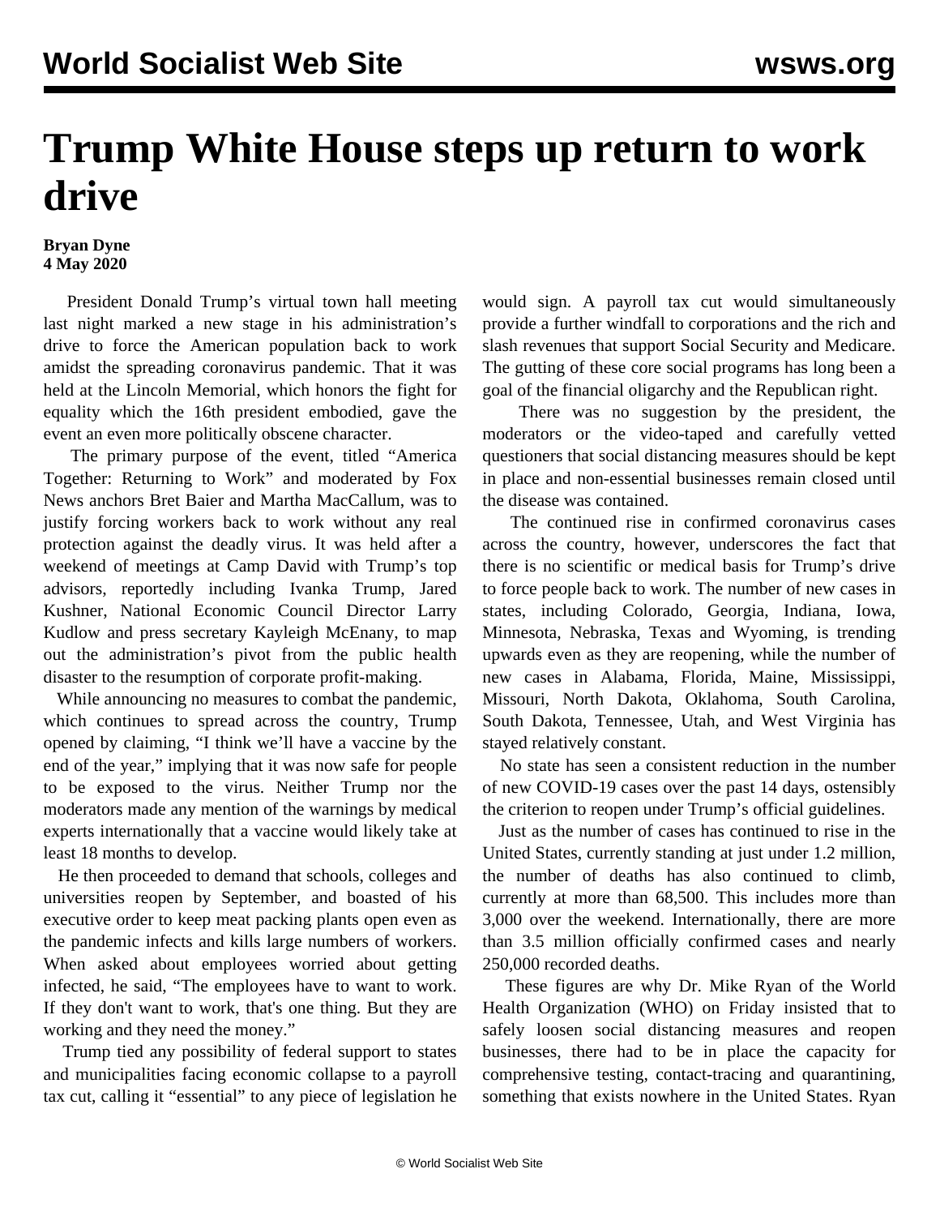# Trump White House steps up return to work drive

**Bryan Dyne**
**4 May 2020**

President Donald Trump's virtual town hall meeting last night marked a new stage in his administration's drive to force the American population back to work amidst the spreading coronavirus pandemic. That it was held at the Lincoln Memorial, which honors the fight for equality which the 16th president embodied, gave the event an even more politically obscene character.

The primary purpose of the event, titled "America Together: Returning to Work" and moderated by Fox News anchors Bret Baier and Martha MacCallum, was to justify forcing workers back to work without any real protection against the deadly virus. It was held after a weekend of meetings at Camp David with Trump's top advisors, reportedly including Ivanka Trump, Jared Kushner, National Economic Council Director Larry Kudlow and press secretary Kayleigh McEnany, to map out the administration's pivot from the public health disaster to the resumption of corporate profit-making.

While announcing no measures to combat the pandemic, which continues to spread across the country, Trump opened by claiming, "I think we'll have a vaccine by the end of the year," implying that it was now safe for people to be exposed to the virus. Neither Trump nor the moderators made any mention of the warnings by medical experts internationally that a vaccine would likely take at least 18 months to develop.

He then proceeded to demand that schools, colleges and universities reopen by September, and boasted of his executive order to keep meat packing plants open even as the pandemic infects and kills large numbers of workers. When asked about employees worried about getting infected, he said, "The employees have to want to work. If they don't want to work, that's one thing. But they are working and they need the money."

Trump tied any possibility of federal support to states and municipalities facing economic collapse to a payroll tax cut, calling it "essential" to any piece of legislation he would sign. A payroll tax cut would simultaneously provide a further windfall to corporations and the rich and slash revenues that support Social Security and Medicare. The gutting of these core social programs has long been a goal of the financial oligarchy and the Republican right.

There was no suggestion by the president, the moderators or the video-taped and carefully vetted questioners that social distancing measures should be kept in place and non-essential businesses remain closed until the disease was contained.

The continued rise in confirmed coronavirus cases across the country, however, underscores the fact that there is no scientific or medical basis for Trump's drive to force people back to work. The number of new cases in states, including Colorado, Georgia, Indiana, Iowa, Minnesota, Nebraska, Texas and Wyoming, is trending upwards even as they are reopening, while the number of new cases in Alabama, Florida, Maine, Mississippi, Missouri, North Dakota, Oklahoma, South Carolina, South Dakota, Tennessee, Utah, and West Virginia has stayed relatively constant.

No state has seen a consistent reduction in the number of new COVID-19 cases over the past 14 days, ostensibly the criterion to reopen under Trump's official guidelines.

Just as the number of cases has continued to rise in the United States, currently standing at just under 1.2 million, the number of deaths has also continued to climb, currently at more than 68,500. This includes more than 3,000 over the weekend. Internationally, there are more than 3.5 million officially confirmed cases and nearly 250,000 recorded deaths.

These figures are why Dr. Mike Ryan of the World Health Organization (WHO) on Friday insisted that to safely loosen social distancing measures and reopen businesses, there had to be in place the capacity for comprehensive testing, contact-tracing and quarantining, something that exists nowhere in the United States. Ryan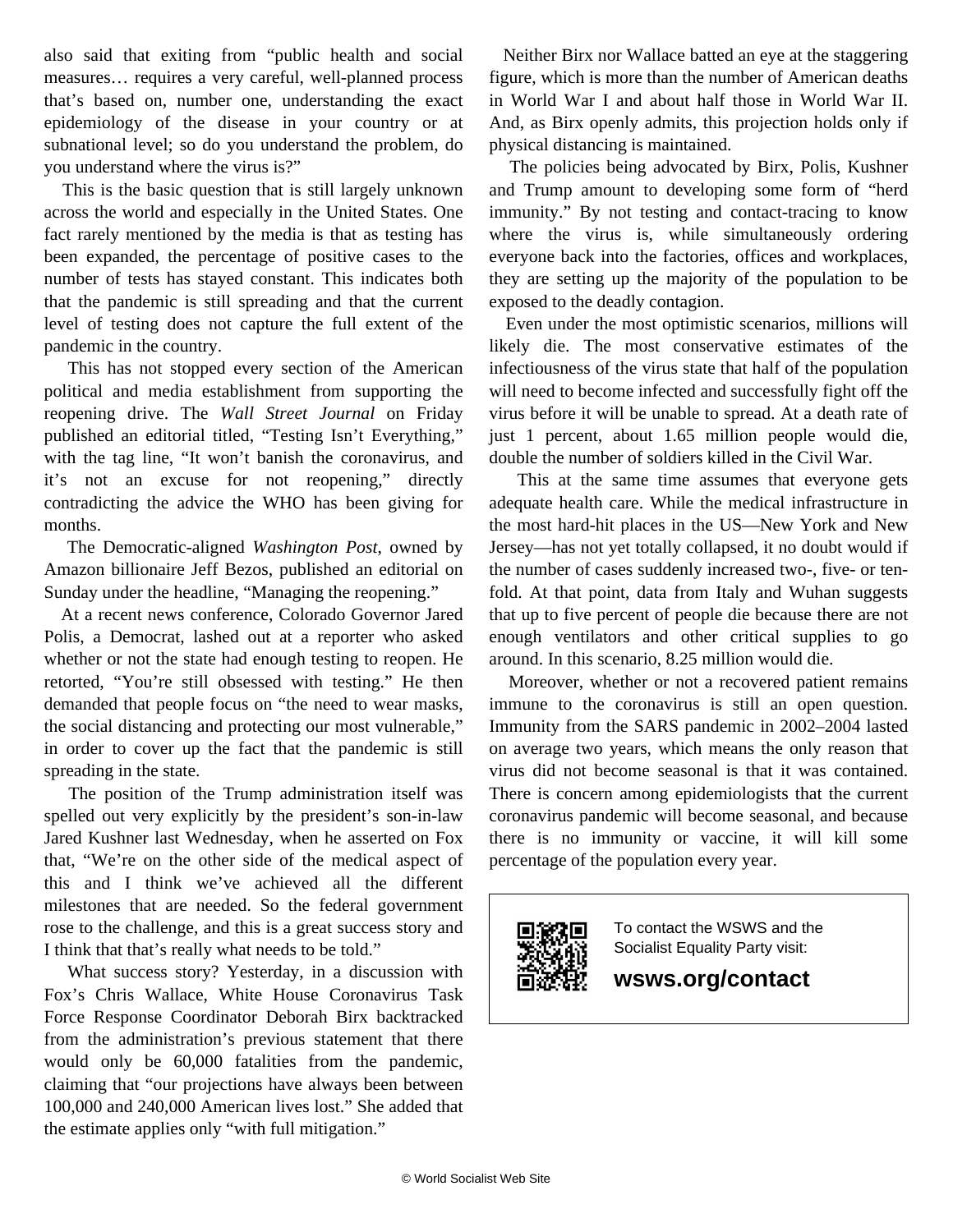also said that exiting from "public health and social measures… requires a very careful, well-planned process that's based on, number one, understanding the exact epidemiology of the disease in your country or at subnational level; so do you understand the problem, do you understand where the virus is?"

This is the basic question that is still largely unknown across the world and especially in the United States. One fact rarely mentioned by the media is that as testing has been expanded, the percentage of positive cases to the number of tests has stayed constant. This indicates both that the pandemic is still spreading and that the current level of testing does not capture the full extent of the pandemic in the country.

This has not stopped every section of the American political and media establishment from supporting the reopening drive. The *Wall Street Journal* on Friday published an editorial titled, "Testing Isn't Everything," with the tag line, "It won't banish the coronavirus, and it's not an excuse for not reopening," directly contradicting the advice the WHO has been giving for months.

The Democratic-aligned *Washington Post*, owned by Amazon billionaire Jeff Bezos, published an editorial on Sunday under the headline, "Managing the reopening."

At a recent news conference, Colorado Governor Jared Polis, a Democrat, lashed out at a reporter who asked whether or not the state had enough testing to reopen. He retorted, "You're still obsessed with testing." He then demanded that people focus on "the need to wear masks, the social distancing and protecting our most vulnerable," in order to cover up the fact that the pandemic is still spreading in the state.

The position of the Trump administration itself was spelled out very explicitly by the president's son-in-law Jared Kushner last Wednesday, when he asserted on Fox that, "We're on the other side of the medical aspect of this and I think we've achieved all the different milestones that are needed. So the federal government rose to the challenge, and this is a great success story and I think that that's really what needs to be told."

What success story? Yesterday, in a discussion with Fox's Chris Wallace, White House Coronavirus Task Force Response Coordinator Deborah Birx backtracked from the administration's previous statement that there would only be 60,000 fatalities from the pandemic, claiming that "our projections have always been between 100,000 and 240,000 American lives lost." She added that the estimate applies only "with full mitigation."

Neither Birx nor Wallace batted an eye at the staggering figure, which is more than the number of American deaths in World War I and about half those in World War II. And, as Birx openly admits, this projection holds only if physical distancing is maintained.

The policies being advocated by Birx, Polis, Kushner and Trump amount to developing some form of "herd immunity." By not testing and contact-tracing to know where the virus is, while simultaneously ordering everyone back into the factories, offices and workplaces, they are setting up the majority of the population to be exposed to the deadly contagion.

Even under the most optimistic scenarios, millions will likely die. The most conservative estimates of the infectiousness of the virus state that half of the population will need to become infected and successfully fight off the virus before it will be unable to spread. At a death rate of just 1 percent, about 1.65 million people would die, double the number of soldiers killed in the Civil War.

This at the same time assumes that everyone gets adequate health care. While the medical infrastructure in the most hard-hit places in the US—New York and New Jersey—has not yet totally collapsed, it no doubt would if the number of cases suddenly increased two-, five- or ten-fold. At that point, data from Italy and Wuhan suggests that up to five percent of people die because there are not enough ventilators and other critical supplies to go around. In this scenario, 8.25 million would die.

Moreover, whether or not a recovered patient remains immune to the coronavirus is still an open question. Immunity from the SARS pandemic in 2002–2004 lasted on average two years, which means the only reason that virus did not become seasonal is that it was contained. There is concern among epidemiologists that the current coronavirus pandemic will become seasonal, and because there is no immunity or vaccine, it will kill some percentage of the population every year.

To contact the WSWS and the Socialist Equality Party visit:

**wsws.org/contact**